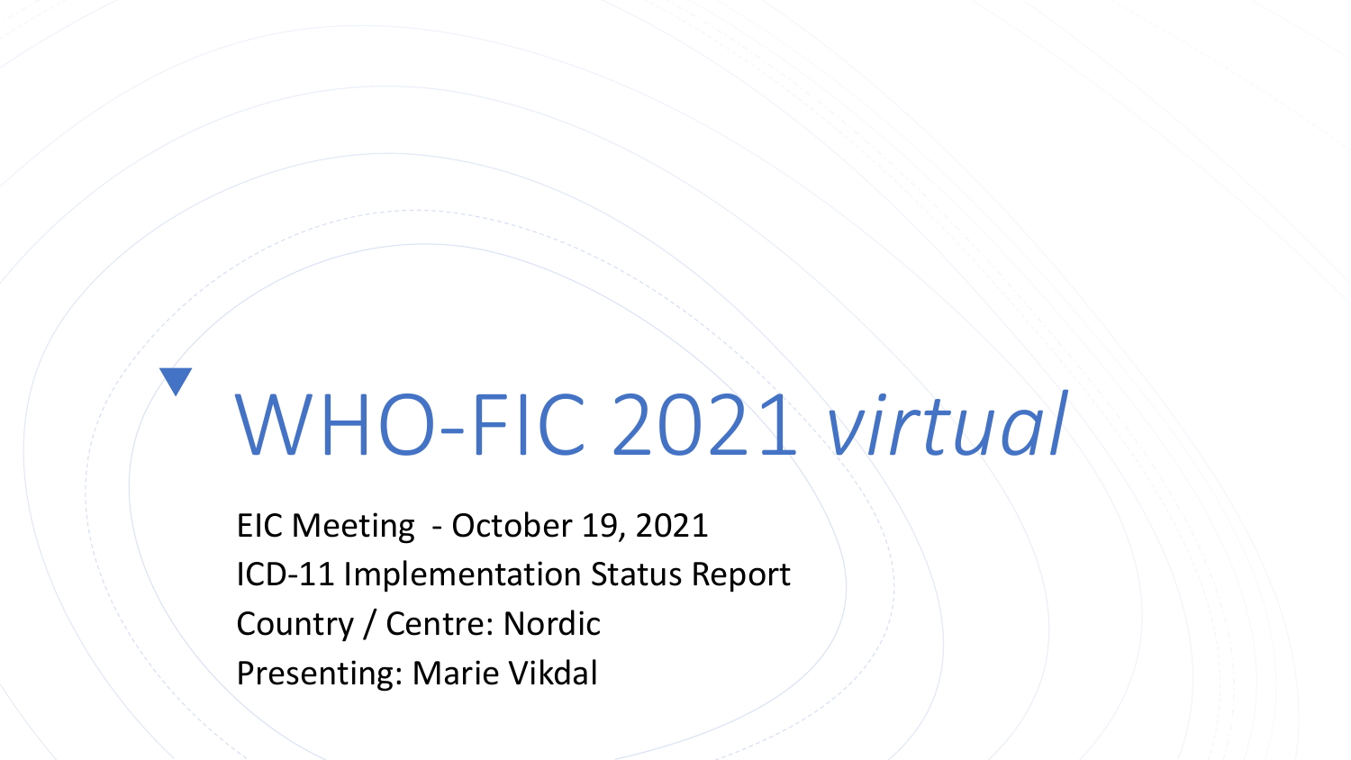# WHO-FIC 2021 *virtual*

EIC Meeting - October 19, 2021

ICD-11 Implementation Status Report

Country / Centre: Nordic

Presenting: Marie Vikdal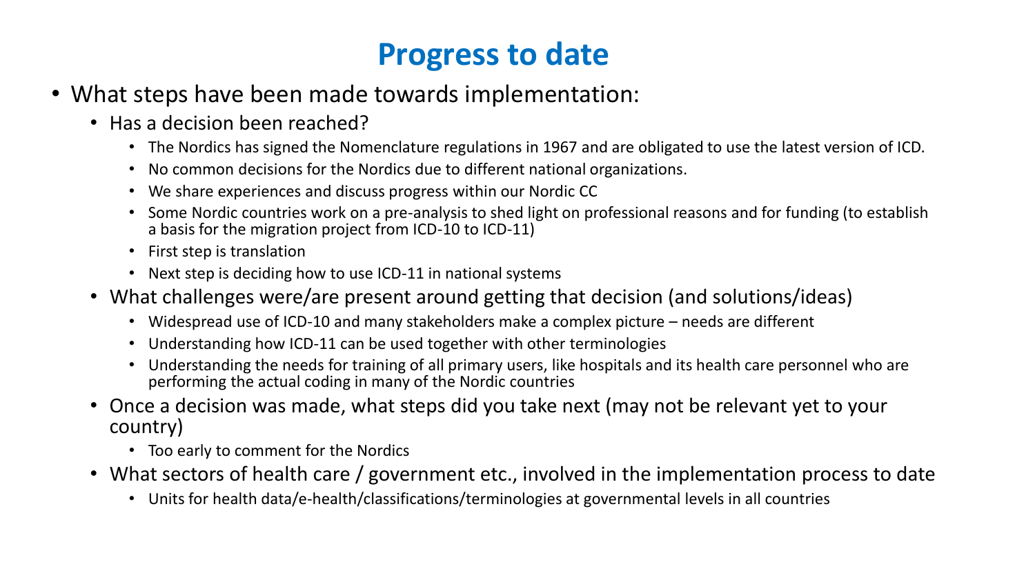# Progress to date

- What steps have been made towards implementation:
  - Has a decision been reached?
    - The Nordics has signed the Nomenclature regulations in 1967 and are obligated to use the latest version of ICD.
    - No common decisions for the Nordics due to different national organizations.
    - We share experiences and discuss progress within our Nordic CC
    - Some Nordic countries work on a pre-analysis to shed light on professional reasons and for funding (to establish a basis for the migration project from ICD-10 to ICD-11)
    - First step is translation
    - Next step is deciding how to use ICD-11 in national systems
  - What challenges were/are present around getting that decision (and solutions/ideas)
    - Widespread use of ICD-10 and many stakeholders make a complex picture – needs are different
    - Understanding how ICD-11 can be used together with other terminologies
    - Understanding the needs for training of all primary users, like hospitals and its health care personnel who are performing the actual coding in many of the Nordic countries
  - Once a decision was made, what steps did you take next (may not be relevant yet to your country)
    - Too early to comment for the Nordics
  - What sectors of health care / government etc., involved in the implementation process to date
    - Units for health data/e-health/classifications/terminologies at governmental levels in all countries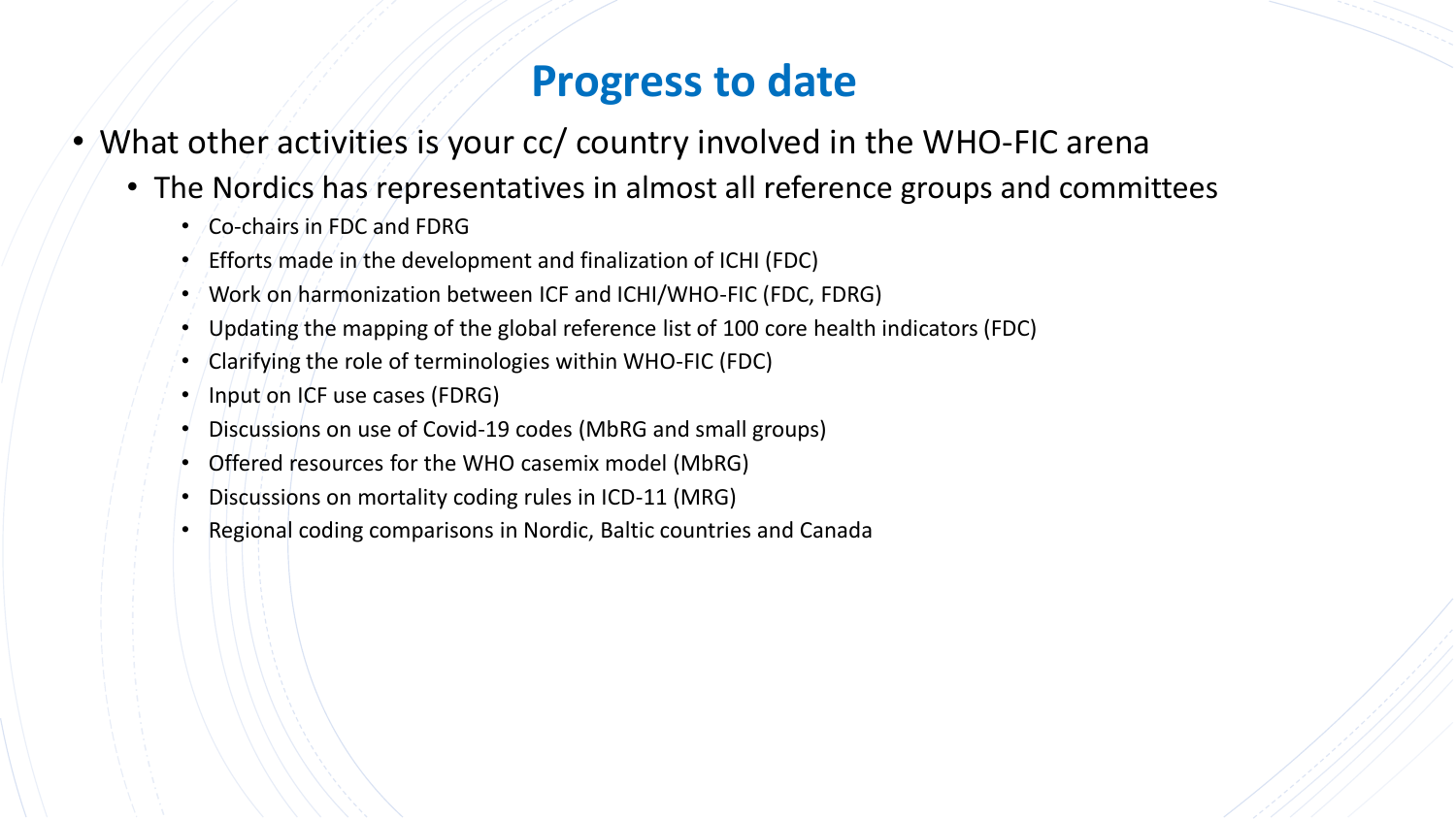# Progress to date

- What other activities is your cc/ country involved in the WHO-FIC arena
  - The Nordics has representatives in almost all reference groups and committees
    - Co-chairs in FDC and FDRG
    - Efforts made in the development and finalization of ICHI (FDC)
    - Work on harmonization between ICF and ICHI/WHO-FIC (FDC, FDRG)
    - Updating the mapping of the global reference list of 100 core health indicators (FDC)
    - Clarifying the role of terminologies within WHO-FIC (FDC)
    - Input on ICF use cases (FDRG)
    - Discussions on use of Covid-19 codes (MbRG and small groups)
    - Offered resources for the WHO casemix model (MbRG)
    - Discussions on mortality coding rules in ICD-11 (MRG)
    - Regional coding comparisons in Nordic, Baltic countries and Canada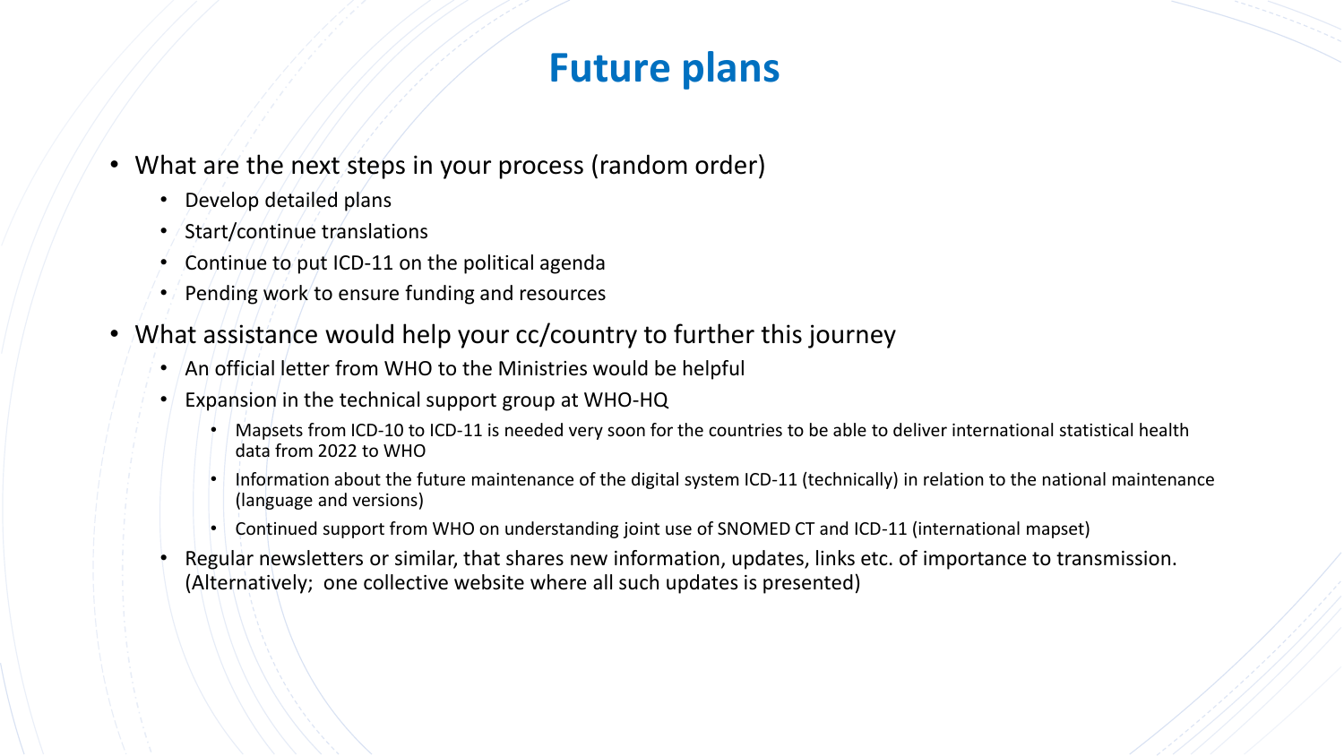# Future plans

- What are the next steps in your process (random order)
  - Develop detailed plans
  - Start/continue translations
  - Continue to put ICD-11 on the political agenda
  - Pending work to ensure funding and resources
- What assistance would help your cc/country to further this journey
  - An official letter from WHO to the Ministries would be helpful
  - Expansion in the technical support group at WHO-HQ
    - Mapsets from ICD-10 to ICD-11 is needed very soon for the countries to be able to deliver international statistical health data from 2022 to WHO
    - Information about the future maintenance of the digital system ICD-11 (technically) in relation to the national maintenance (language and versions)
    - Continued support from WHO on understanding joint use of SNOMED CT and ICD-11 (international mapset)
  - Regular newsletters or similar, that shares new information, updates, links etc. of importance to transmission. (Alternatively; one collective website where all such updates is presented)